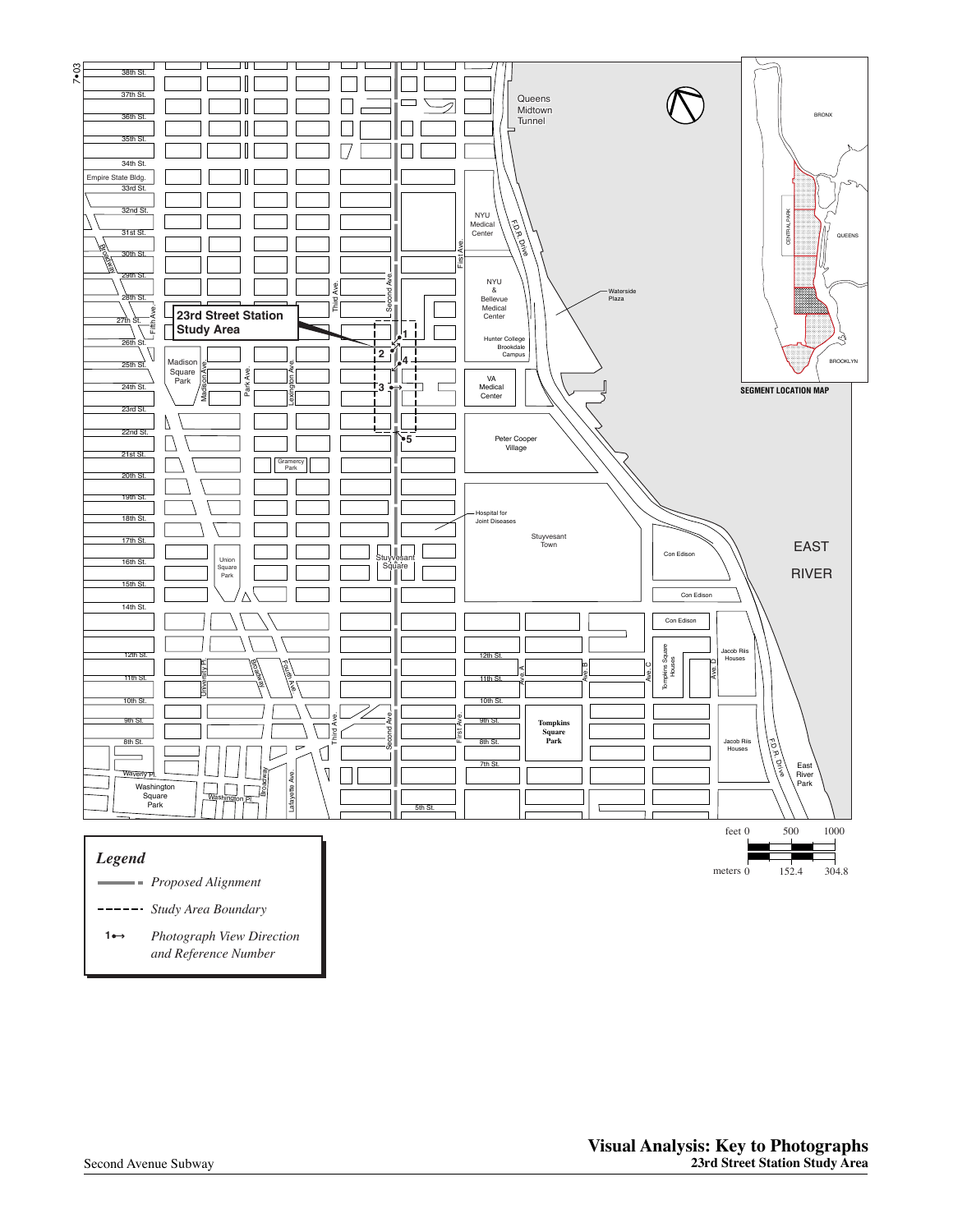7•03

# Visual Analysis: Key to Photographs
## 23rd Street Station Study Area

Second Avenue Subway

**23rd Street Station Study Area**

EAST RIVER

SEGMENT LOCATION MAP

BRONX

QUEENS

BROOKLYN

CENTRAL PARK

### *Legend*

- *Proposed Alignment*
- *Study Area Boundary*
- 1↔ *Photograph View Direction and Reference Number*

feet 0 500 1000

meters 0 152.4 304.8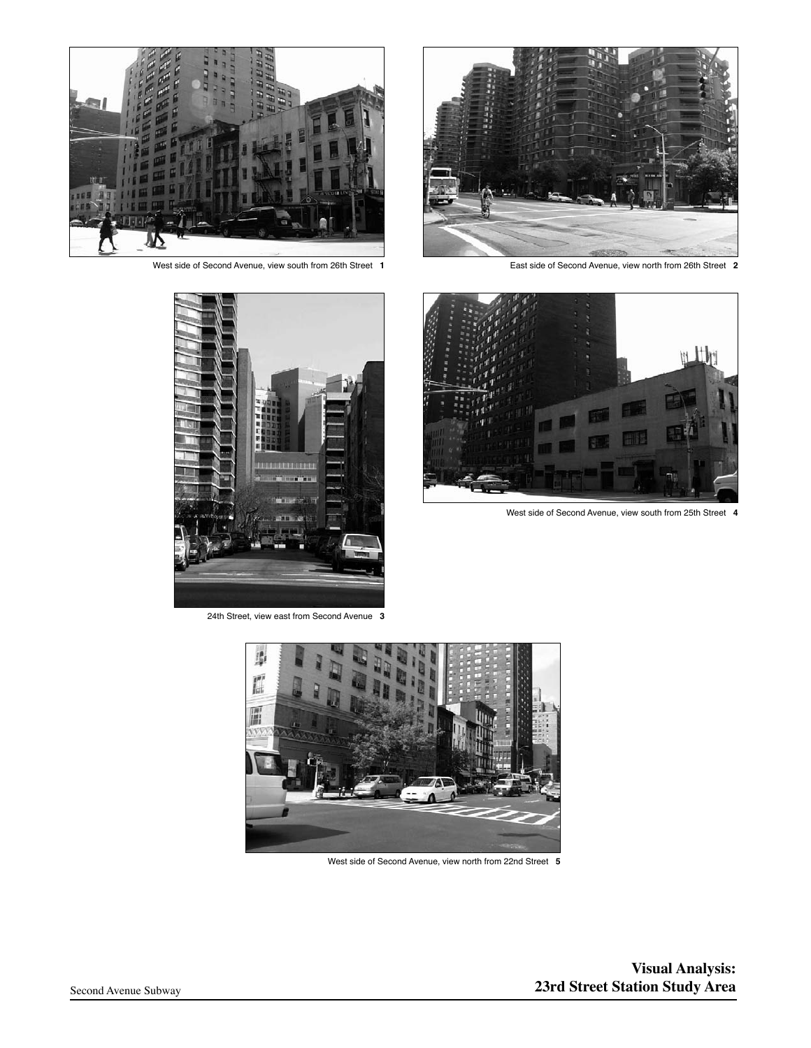West side of Second Avenue, view south from 26th Street **1**

East side of Second Avenue, view north from 26th Street **2**

24th Street, view east from Second Avenue **3**

West side of Second Avenue, view south from 25th Street **4**

West side of Second Avenue, view north from 22nd Street **5**

**Visual Analysis:**
**23rd Street Station Study Area**